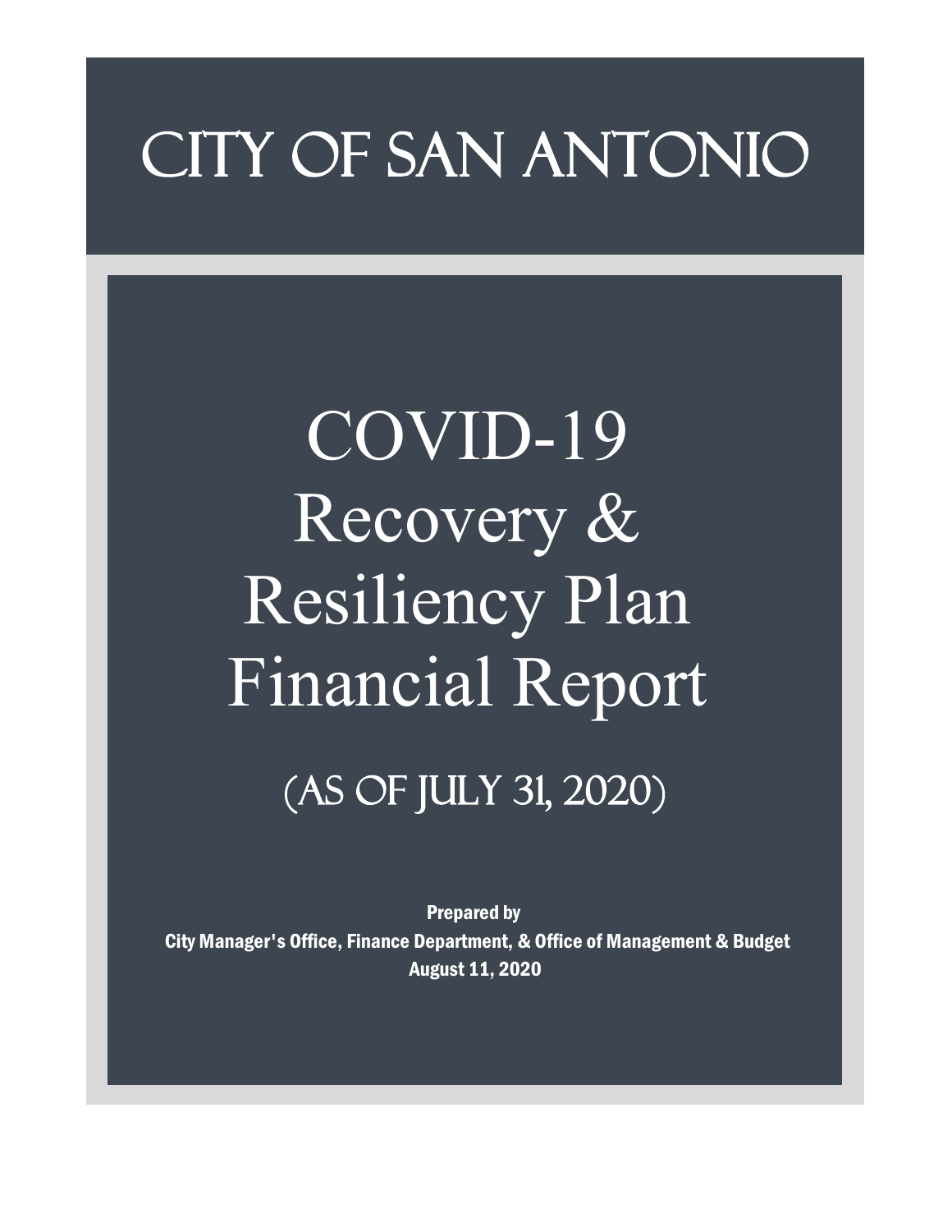# CITY OF SAN ANTONIO

# COVID-19 Recovery & Resiliency Plan Financial Report

## (AS OF JULY 31, 2020)

**Prepared by**

**City Manager's Office, Finance Department, & Office of Management & Budget**

**August 11, 2020**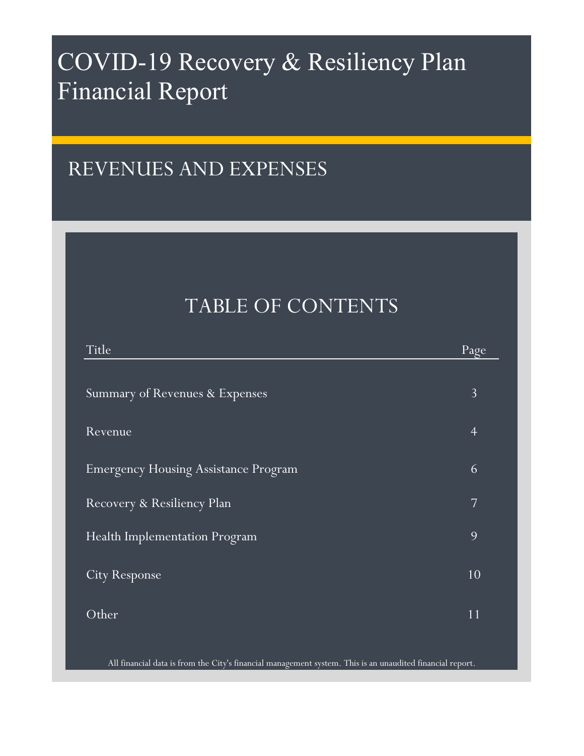# COVID-19 Recovery & Resiliency Plan Financial Report

## REVENUES AND EXPENSES

## TABLE OF CONTENTS

| Title | Page |
| --- | --- |
| Summary of Revenues & Expenses | 3 |
| Revenue | 4 |
| Emergency Housing Assistance Program | 6 |
| Recovery & Resiliency Plan | 7 |
| Health Implementation Program | 9 |
| City Response | 10 |
| Other | 11 |

All financial data is from the City's financial management system. This is an unaudited financial report.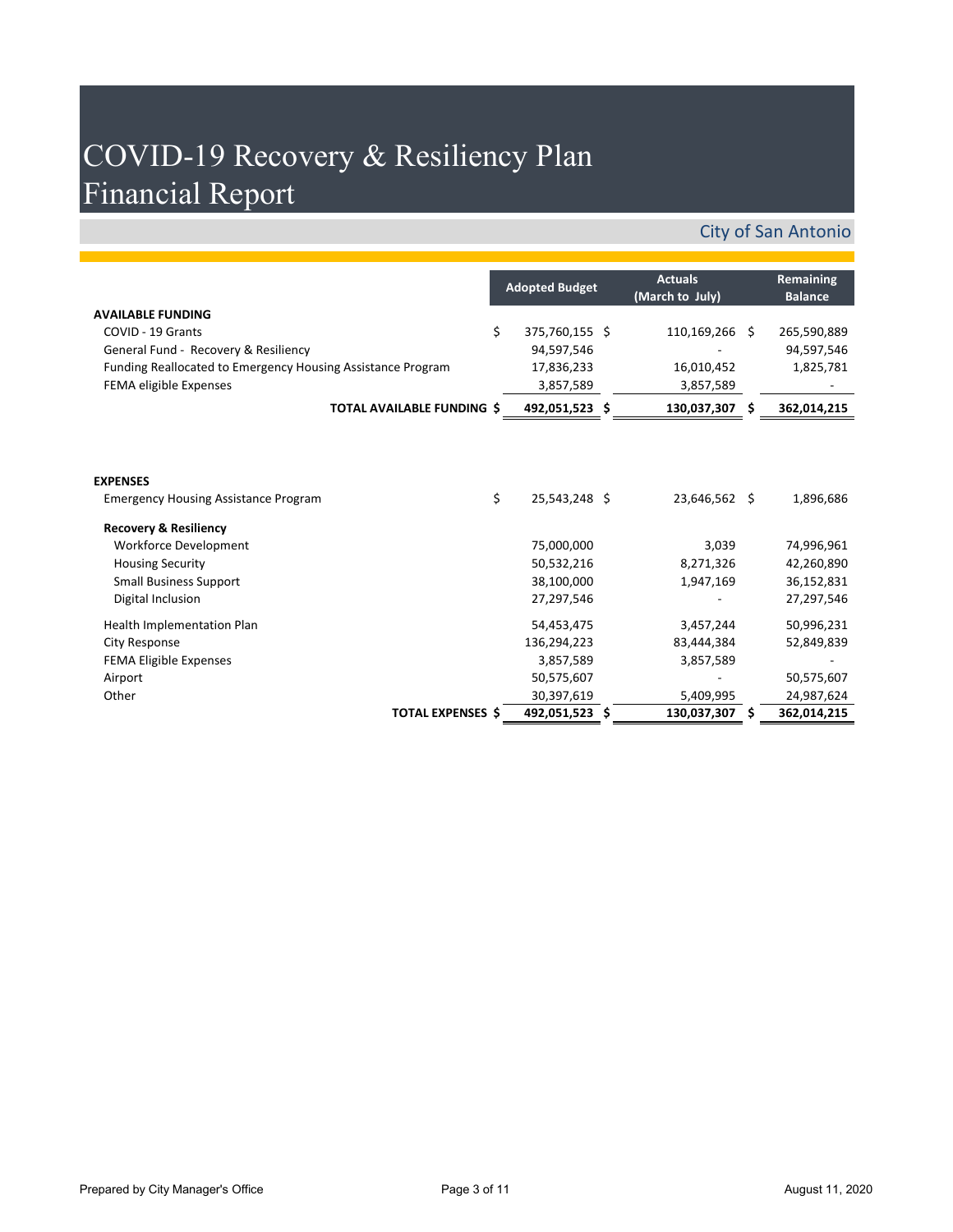# COVID-19 Recovery & Resiliency Plan Financial Report

## City of San Antonio

| | Adopted Budget | Actuals (March to July) | Remaining Balance |
|---|---|---|---|
| **AVAILABLE FUNDING** | | | |
| COVID - 19 Grants | $ 375,760,155 | $ 110,169,266 | $ 265,590,889 |
| General Fund - Recovery & Resiliency | 94,597,546 | - | 94,597,546 |
| Funding Reallocated to Emergency Housing Assistance Program | 17,836,233 | 16,010,452 | 1,825,781 |
| FEMA eligible Expenses | 3,857,589 | 3,857,589 | - |
| **TOTAL AVAILABLE FUNDING** | **$ 492,051,523** | **$ 130,037,307** | **$ 362,014,215** |
| | | | |
| **EXPENSES** | | | |
| Emergency Housing Assistance Program | $ 25,543,248 | $ 23,646,562 | $ 1,896,686 |
| **Recovery & Resiliency** | | | |
| Workforce Development | 75,000,000 | 3,039 | 74,996,961 |
| Housing Security | 50,532,216 | 8,271,326 | 42,260,890 |
| Small Business Support | 38,100,000 | 1,947,169 | 36,152,831 |
| Digital Inclusion | 27,297,546 | - | 27,297,546 |
| Health Implementation Plan | 54,453,475 | 3,457,244 | 50,996,231 |
| City Response | 136,294,223 | 83,444,384 | 52,849,839 |
| FEMA Eligible Expenses | 3,857,589 | 3,857,589 | - |
| Airport | 50,575,607 | - | 50,575,607 |
| Other | 30,397,619 | 5,409,995 | 24,987,624 |
| **TOTAL EXPENSES** | **$ 492,051,523** | **$ 130,037,307** | **$ 362,014,215** |

Prepared by City Manager's Office

August 11, 2020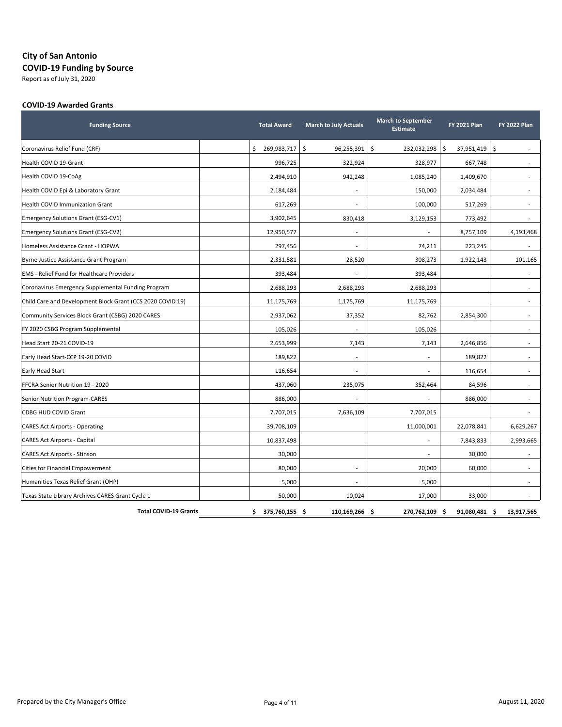# City of San Antonio

## COVID-19 Funding by Source

Report as of July 31, 2020

### COVID-19 Awarded Grants

| Funding Source | Total Award | March to July Actuals | March to September Estimate | FY 2021 Plan | FY 2022 Plan |
|---|---|---|---|---|---|
| Coronavirus Relief Fund (CRF) | $ 269,983,717 | $ 96,255,391 | $ 232,032,298 | $ 37,951,419 | $ - |
| Health COVID 19-Grant | 996,725 | 322,924 | 328,977 | 667,748 | - |
| Health COVID 19-CoAg | 2,494,910 | 942,248 | 1,085,240 | 1,409,670 | - |
| Health COVID Epi & Laboratory Grant | 2,184,484 | - | 150,000 | 2,034,484 | - |
| Health COVID Immunization Grant | 617,269 | - | 100,000 | 517,269 | - |
| Emergency Solutions Grant (ESG-CV1) | 3,902,645 | 830,418 | 3,129,153 | 773,492 | - |
| Emergency Solutions Grant (ESG-CV2) | 12,950,577 | - | - | 8,757,109 | 4,193,468 |
| Homeless Assistance Grant - HOPWA | 297,456 | - | 74,211 | 223,245 | - |
| Byrne Justice Assistance Grant Program | 2,331,581 | 28,520 | 308,273 | 1,922,143 | 101,165 |
| EMS - Relief Fund for Healthcare Providers | 393,484 | - | 393,484 | | - |
| Coronavirus Emergency Supplemental Funding Program | 2,688,293 | 2,688,293 | 2,688,293 | | - |
| Child Care and Development Block Grant (CCS 2020 COVID 19) | 11,175,769 | 1,175,769 | 11,175,769 | | - |
| Community Services Block Grant (CSBG) 2020 CARES | 2,937,062 | 37,352 | 82,762 | 2,854,300 | - |
| FY 2020 CSBG Program Supplemental | 105,026 | - | 105,026 | | - |
| Head Start 20-21 COVID-19 | 2,653,999 | 7,143 | 7,143 | 2,646,856 | - |
| Early Head Start-CCP 19-20 COVID | 189,822 | - | - | 189,822 | - |
| Early Head Start | 116,654 | - | - | 116,654 | - |
| FFCRA Senior Nutrition 19 - 2020 | 437,060 | 235,075 | 352,464 | 84,596 | - |
| Senior Nutrition Program-CARES | 886,000 | - | - | 886,000 | - |
| CDBG HUD COVID Grant | 7,707,015 | 7,636,109 | 7,707,015 | | - |
| CARES Act Airports - Operating | 39,708,109 | | 11,000,001 | 22,078,841 | 6,629,267 |
| CARES Act Airports - Capital | 10,837,498 | | - | 7,843,833 | 2,993,665 |
| CARES Act Airports - Stinson | 30,000 | | - | 30,000 | - |
| Cities for Financial Empowerment | 80,000 | - | 20,000 | 60,000 | - |
| Humanities Texas Relief Grant (OHP) | 5,000 | - | 5,000 | | - |
| Texas State Library Archives CARES Grant Cycle 1 | 50,000 | 10,024 | 17,000 | 33,000 | - |
| **Total COVID-19 Grants** | **$ 375,760,155** | **$ 110,169,266** | **$ 270,762,109** | **$ 91,080,481** | **$ 13,917,565** |

Prepared by the City Manager's Office

August 11, 2020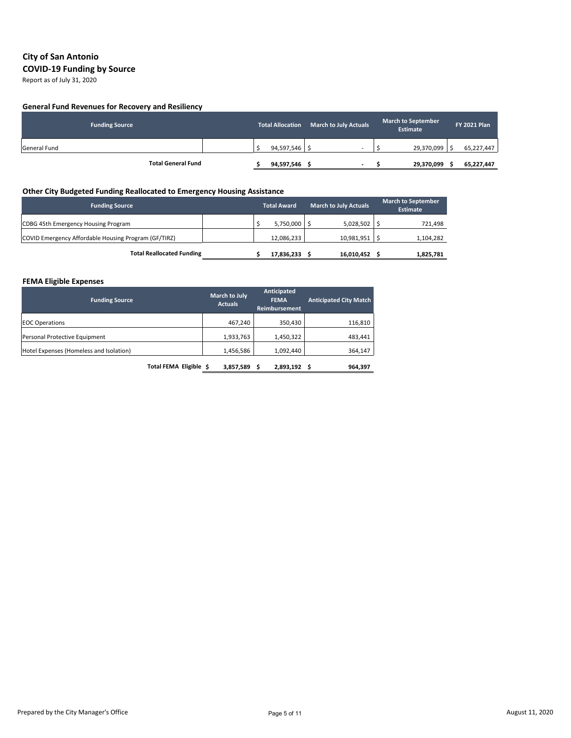# City of San Antonio

## COVID-19 Funding by Source

Report as of July 31, 2020

### General Fund Revenues for Recovery and Resiliency

| Funding Source | Total Allocation | March to July Actuals | March to September Estimate | FY 2021 Plan |
|---|---|---|---|---|
| General Fund | $ 94,597,546 | $ - | $ 29,370,099 | $ 65,227,447 |
| **Total General Fund** | **$ 94,597,546** | **$ -** | **$ 29,370,099** | **$ 65,227,447** |

### Other City Budgeted Funding Reallocated to Emergency Housing Assistance

| Funding Source | Total Award | March to July Actuals | March to September Estimate |
|---|---|---|---|
| CDBG 45th Emergency Housing Program | $ 5,750,000 | $ 5,028,502 | $ 721,498 |
| COVID Emergency Affordable Housing Program (GF/TIRZ) | 12,086,233 | 10,981,951 | $ 1,104,282 |
| **Total Reallocated Funding** | **$ 17,836,233** | **$ 16,010,452** | **$ 1,825,781** |

### FEMA Eligible Expenses

| Funding Source | March to July Actuals | Anticipated FEMA Reimbursement | Anticipated City Match |
|---|---|---|---|
| EOC Operations | 467,240 | 350,430 | 116,810 |
| Personal Protective Equipment | 1,933,763 | 1,450,322 | 483,441 |
| Hotel Expenses (Homeless and Isolation) | 1,456,586 | 1,092,440 | 364,147 |
| **Total FEMA Eligible** | **$ 3,857,589** | **$ 2,893,192** | **$ 964,397** |

Prepared by the City Manager's Office

August 11, 2020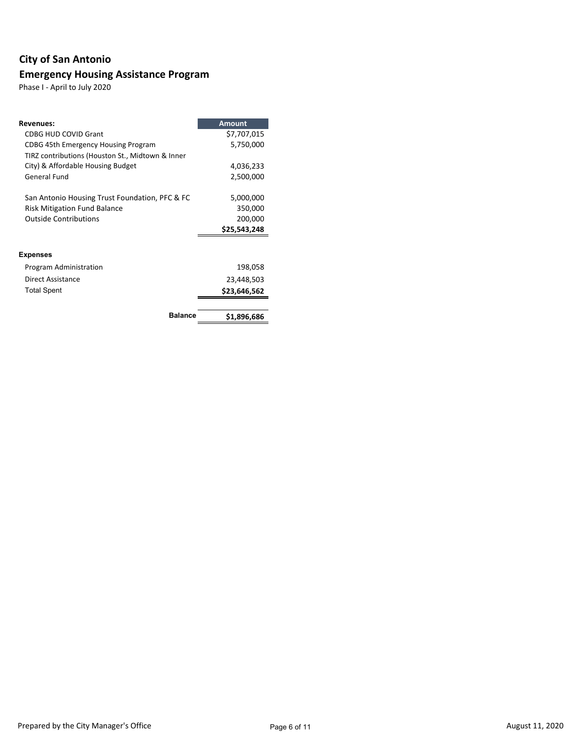# City of San Antonio

## Emergency Housing Assistance Program

Phase I - April to July 2020

| Revenues: | Amount |
|---|---|
| CDBG HUD COVID Grant | $7,707,015 |
| CDBG 45th Emergency Housing Program | 5,750,000 |
| TIRZ contributions (Houston St., Midtown & Inner City) & Affordable Housing Budget | 4,036,233 |
| General Fund | 2,500,000 |
| San Antonio Housing Trust Foundation, PFC & FC | 5,000,000 |
| Risk Mitigation Fund Balance | 350,000 |
| Outside Contributions | 200,000 |
| | **$25,543,248** |

| Expenses | |
|---|---|
| Program Administration | 198,058 |
| Direct Assistance | 23,448,503 |
| Total Spent | **$23,646,562** |
| **Balance** | **$1,896,686** |

Prepared by the City Manager's Office

August 11, 2020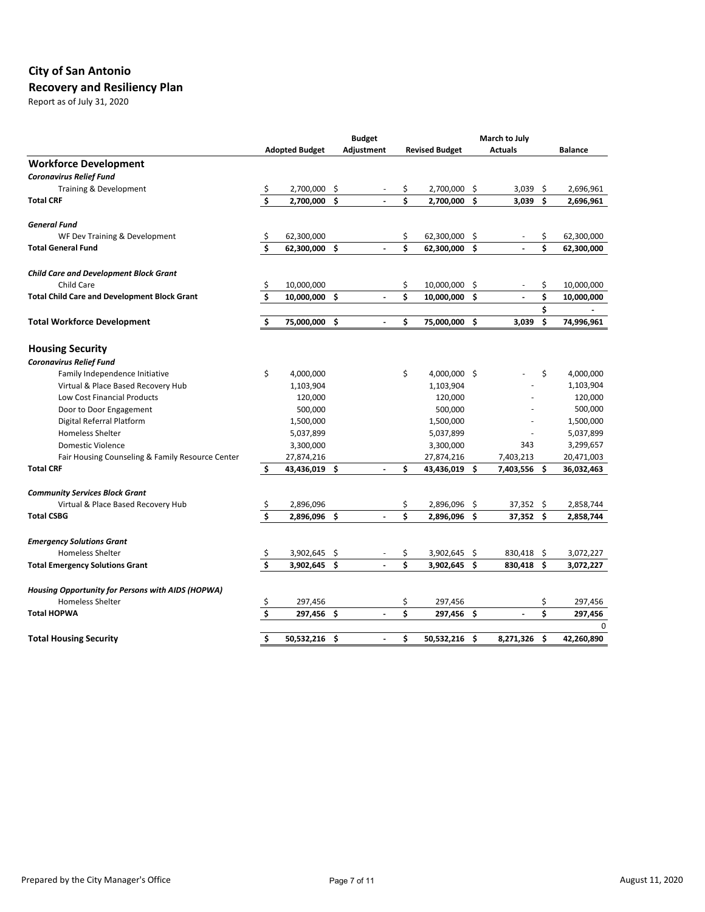# City of San Antonio

## Recovery and Resiliency Plan

Report as of July 31, 2020

| | Adopted Budget | Budget Adjustment | Revised Budget | March to July Actuals | Balance |
|---|---|---|---|---|---|
| **Workforce Development** | | | | | |
| ***Coronavirus Relief Fund*** | | | | | |
| Training & Development | $ 2,700,000 | $ - | $ 2,700,000 | $ 3,039 | $ 2,696,961 |
| **Total CRF** | **$ 2,700,000** | **$ -** | **$ 2,700,000** | **$ 3,039** | **$ 2,696,961** |
| ***General Fund*** | | | | | |
| WF Dev Training & Development | $ 62,300,000 | | $ 62,300,000 | $ - | $ 62,300,000 |
| **Total General Fund** | **$ 62,300,000** | **$ -** | **$ 62,300,000** | **$ -** | **$ 62,300,000** |
| ***Child Care and Development Block Grant*** | | | | | |
| Child Care | $ 10,000,000 | | $ 10,000,000 | $ - | $ 10,000,000 |
| **Total Child Care and Development Block Grant** | **$ 10,000,000** | **$ -** | **$ 10,000,000** | **$ -** | **$ 10,000,000** |
| | | | | | **$ -** |
| **Total Workforce Development** | **$ 75,000,000** | **$ -** | **$ 75,000,000** | **$ 3,039** | **$ 74,996,961** |
| **Housing Security** | | | | | |
| ***Coronavirus Relief Fund*** | | | | | |
| Family Independence Initiative | $ 4,000,000 | | $ 4,000,000 | $ - | $ 4,000,000 |
| Virtual & Place Based Recovery Hub | 1,103,904 | | 1,103,904 | - | 1,103,904 |
| Low Cost Financial Products | 120,000 | | 120,000 | - | 120,000 |
| Door to Door Engagement | 500,000 | | 500,000 | - | 500,000 |
| Digital Referral Platform | 1,500,000 | | 1,500,000 | - | 1,500,000 |
| Homeless Shelter | 5,037,899 | | 5,037,899 | - | 5,037,899 |
| Domestic Violence | 3,300,000 | | 3,300,000 | 343 | 3,299,657 |
| Fair Housing Counseling & Family Resource Center | 27,874,216 | | 27,874,216 | 7,403,213 | 20,471,003 |
| **Total CRF** | **$ 43,436,019** | **$ -** | **$ 43,436,019** | **$ 7,403,556** | **$ 36,032,463** |
| ***Community Services Block Grant*** | | | | | |
| Virtual & Place Based Recovery Hub | $ 2,896,096 | | $ 2,896,096 | $ 37,352 | $ 2,858,744 |
| **Total CSBG** | **$ 2,896,096** | **$ -** | **$ 2,896,096** | **$ 37,352** | **$ 2,858,744** |
| ***Emergency Solutions Grant*** | | | | | |
| Homeless Shelter | $ 3,902,645 | $ - | $ 3,902,645 | $ 830,418 | $ 3,072,227 |
| **Total Emergency Solutions Grant** | **$ 3,902,645** | **$ -** | **$ 3,902,645** | **$ 830,418** | **$ 3,072,227** |
| ***Housing Opportunity for Persons with AIDS (HOPWA)*** | | | | | |
| Homeless Shelter | $ 297,456 | | $ 297,456 | | $ 297,456 |
| **Total HOPWA** | **$ 297,456** | **$ -** | **$ 297,456** | **$ -** | **$ 297,456** |
| | | | | | 0 |
| **Total Housing Security** | **$ 50,532,216** | **$ -** | **$ 50,532,216** | **$ 8,271,326** | **$ 42,260,890** |

Prepared by the City Manager's Office

August 11, 2020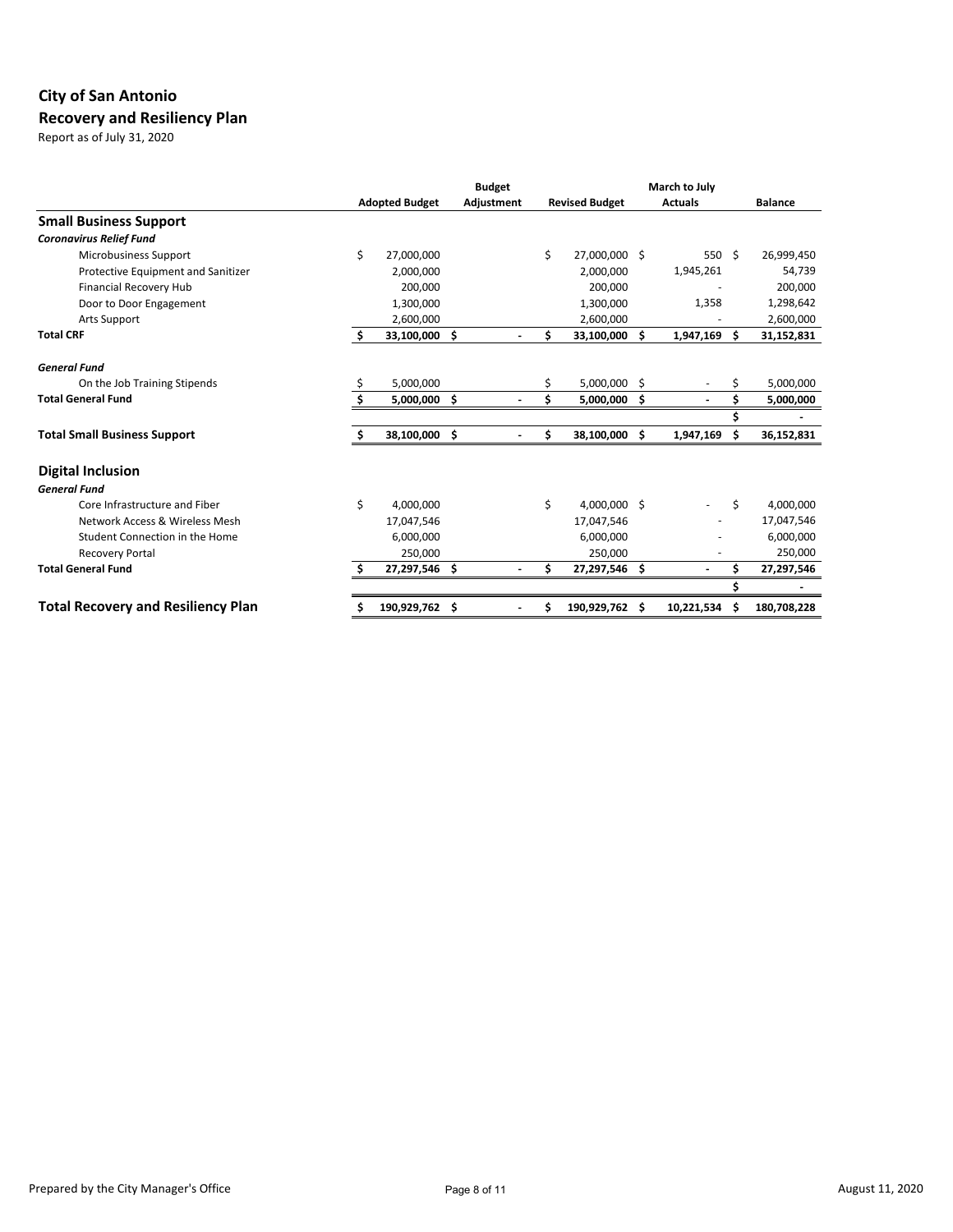# City of San Antonio

## Recovery and Resiliency Plan

Report as of July 31, 2020

| | Adopted Budget | Budget Adjustment | Revised Budget | March to July Actuals | Balance |
|---|---|---|---|---|---|
| **Small Business Support** | | | | | |
| ***Coronavirus Relief Fund*** | | | | | |
| Microbusiness Support | $ 27,000,000 | | $ 27,000,000 | $ 550 | $ 26,999,450 |
| Protective Equipment and Sanitizer | 2,000,000 | | 2,000,000 | 1,945,261 | 54,739 |
| Financial Recovery Hub | 200,000 | | 200,000 | - | 200,000 |
| Door to Door Engagement | 1,300,000 | | 1,300,000 | 1,358 | 1,298,642 |
| Arts Support | 2,600,000 | | 2,600,000 | - | 2,600,000 |
| **Total CRF** | **$ 33,100,000** | **$ -** | **$ 33,100,000** | **$ 1,947,169** | **$ 31,152,831** |
| ***General Fund*** | | | | | |
| On the Job Training Stipends | $ 5,000,000 | | $ 5,000,000 | $ - | $ 5,000,000 |
| **Total General Fund** | **$ 5,000,000** | **$ -** | **$ 5,000,000** | **$ -** | **$ 5,000,000** |
| | | | | | $ - |
| **Total Small Business Support** | **$ 38,100,000** | **$ -** | **$ 38,100,000** | **$ 1,947,169** | **$ 36,152,831** |
| **Digital Inclusion** | | | | | |
| ***General Fund*** | | | | | |
| Core Infrastructure and Fiber | $ 4,000,000 | | $ 4,000,000 | $ - | $ 4,000,000 |
| Network Access & Wireless Mesh | 17,047,546 | | 17,047,546 | - | 17,047,546 |
| Student Connection in the Home | 6,000,000 | | 6,000,000 | - | 6,000,000 |
| Recovery Portal | 250,000 | | 250,000 | - | 250,000 |
| **Total General Fund** | **$ 27,297,546** | **$ -** | **$ 27,297,546** | **$ -** | **$ 27,297,546** |
| | | | | | $ - |
| **Total Recovery and Resiliency Plan** | **$ 190,929,762** | **$ -** | **$ 190,929,762** | **$ 10,221,534** | **$ 180,708,228** |

Prepared by the City Manager's Office

August 11, 2020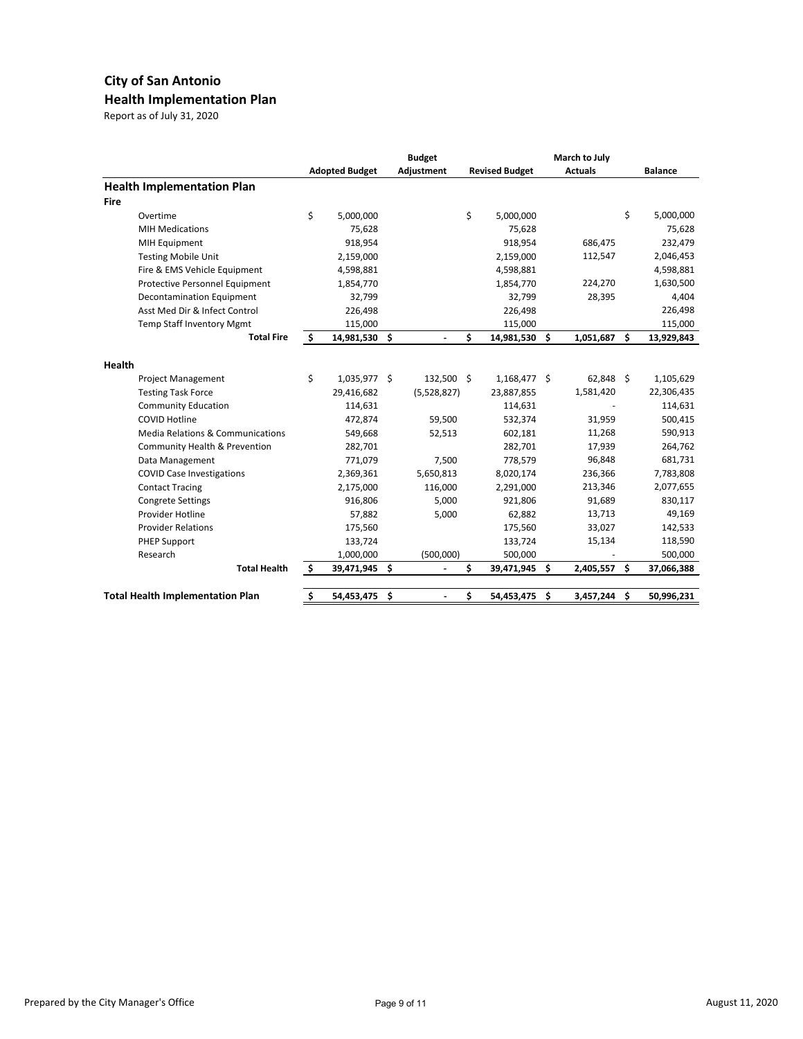# City of San Antonio

## Health Implementation Plan

Report as of July 31, 2020

| | Adopted Budget | Budget Adjustment | Revised Budget | March to July Actuals | Balance |
|---|---|---|---|---|---|
| **Health Implementation Plan** | | | | | |
| **Fire** | | | | | |
| Overtime | $ 5,000,000 | | $ 5,000,000 | | $ 5,000,000 |
| MIH Medications | 75,628 | | 75,628 | | 75,628 |
| MIH Equipment | 918,954 | | 918,954 | 686,475 | 232,479 |
| Testing Mobile Unit | 2,159,000 | | 2,159,000 | 112,547 | 2,046,453 |
| Fire & EMS Vehicle Equipment | 4,598,881 | | 4,598,881 | | 4,598,881 |
| Protective Personnel Equipment | 1,854,770 | | 1,854,770 | 224,270 | 1,630,500 |
| Decontamination Equipment | 32,799 | | 32,799 | 28,395 | 4,404 |
| Asst Med Dir & Infect Control | 226,498 | | 226,498 | | 226,498 |
| Temp Staff Inventory Mgmt | 115,000 | | 115,000 | | 115,000 |
| **Total Fire** | **$ 14,981,530** | **$ -** | **$ 14,981,530** | **$ 1,051,687** | **$ 13,929,843** |
| **Health** | | | | | |
| Project Management | $ 1,035,977 | $ 132,500 | $ 1,168,477 | $ 62,848 | $ 1,105,629 |
| Testing Task Force | 29,416,682 | (5,528,827) | 23,887,855 | 1,581,420 | 22,306,435 |
| Community Education | 114,631 | | 114,631 | - | 114,631 |
| COVID Hotline | 472,874 | 59,500 | 532,374 | 31,959 | 500,415 |
| Media Relations & Communications | 549,668 | 52,513 | 602,181 | 11,268 | 590,913 |
| Community Health & Prevention | 282,701 | | 282,701 | 17,939 | 264,762 |
| Data Management | 771,079 | 7,500 | 778,579 | 96,848 | 681,731 |
| COVID Case Investigations | 2,369,361 | 5,650,813 | 8,020,174 | 236,366 | 7,783,808 |
| Contact Tracing | 2,175,000 | 116,000 | 2,291,000 | 213,346 | 2,077,655 |
| Congrete Settings | 916,806 | 5,000 | 921,806 | 91,689 | 830,117 |
| Provider Hotline | 57,882 | 5,000 | 62,882 | 13,713 | 49,169 |
| Provider Relations | 175,560 | | 175,560 | 33,027 | 142,533 |
| PHEP Support | 133,724 | | 133,724 | 15,134 | 118,590 |
| Research | 1,000,000 | (500,000) | 500,000 | - | 500,000 |
| **Total Health** | **$ 39,471,945** | **$ -** | **$ 39,471,945** | **$ 2,405,557** | **$ 37,066,388** |
| **Total Health Implementation Plan** | **$ 54,453,475** | **$ -** | **$ 54,453,475** | **$ 3,457,244** | **$ 50,996,231** |

Prepared by the City Manager's Office — August 11, 2020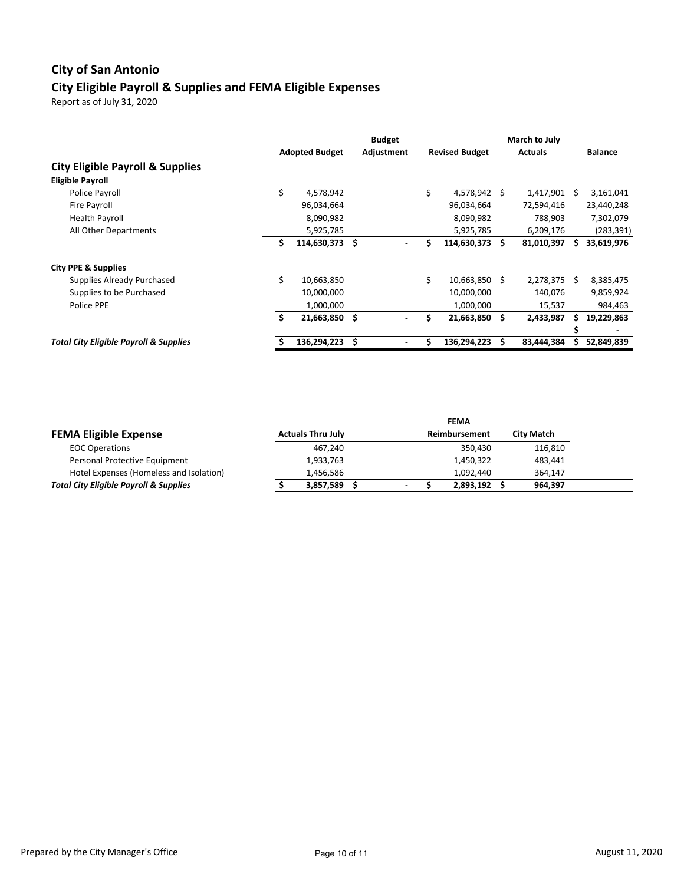# City of San Antonio

## City Eligible Payroll & Supplies and FEMA Eligible Expenses

Report as of July 31, 2020

| | Adopted Budget | Budget Adjustment | Revised Budget | March to July Actuals | Balance |
|---|---|---|---|---|---|
| **City Eligible Payroll & Supplies** | | | | | |
| **Eligible Payroll** | | | | | |
| Police Payroll | $ 4,578,942 | | $ 4,578,942 | $ 1,417,901 | $ 3,161,041 |
| Fire Payroll | 96,034,664 | | 96,034,664 | 72,594,416 | 23,440,248 |
| Health Payroll | 8,090,982 | | 8,090,982 | 788,903 | 7,302,079 |
| All Other Departments | 5,925,785 | | 5,925,785 | 6,209,176 | (283,391) |
| | **$ 114,630,373** | **$ -** | **$ 114,630,373** | **$ 81,010,397** | **$ 33,619,976** |
| **City PPE & Supplies** | | | | | |
| Supplies Already Purchased | $ 10,663,850 | | $ 10,663,850 | $ 2,278,375 | $ 8,385,475 |
| Supplies to be Purchased | 10,000,000 | | 10,000,000 | 140,076 | 9,859,924 |
| Police PPE | 1,000,000 | | 1,000,000 | 15,537 | 984,463 |
| | **$ 21,663,850** | **$ -** | **$ 21,663,850** | **$ 2,433,987** | **$ 19,229,863** |
| | | | | | **$ -** |
| ***Total City Eligible Payroll & Supplies*** | **$ 136,294,223** | **$ -** | **$ 136,294,223** | **$ 83,444,384** | **$ 52,849,839** |

| **FEMA Eligible Expense** | Actuals Thru July | | FEMA Reimbursement | City Match |
|---|---|---|---|---|
| EOC Operations | 467,240 | | 350,430 | 116,810 |
| Personal Protective Equipment | 1,933,763 | | 1,450,322 | 483,441 |
| Hotel Expenses (Homeless and Isolation) | 1,456,586 | | 1,092,440 | 364,147 |
| ***Total City Eligible Payroll & Supplies*** | **$ 3,857,589** | **$ -** | **$ 2,893,192** | **$ 964,397** |

Prepared by the City Manager's Office

August 11, 2020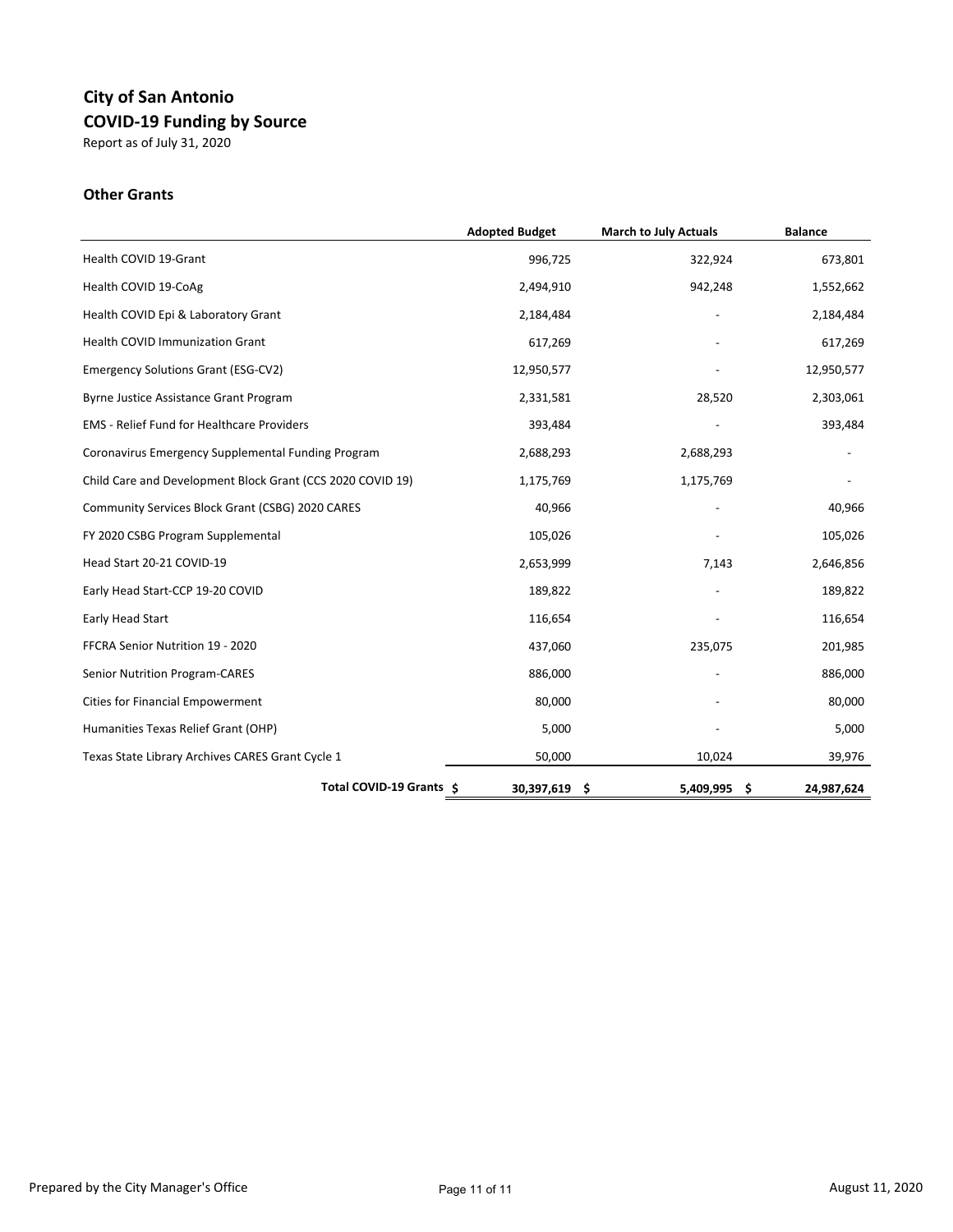# City of San Antonio
## COVID-19 Funding by Source

Report as of July 31, 2020

### Other Grants

| | Adopted Budget | March to July Actuals | Balance |
|---|---|---|---|
| Health COVID 19-Grant | 996,725 | 322,924 | 673,801 |
| Health COVID 19-CoAg | 2,494,910 | 942,248 | 1,552,662 |
| Health COVID Epi & Laboratory Grant | 2,184,484 | - | 2,184,484 |
| Health COVID Immunization Grant | 617,269 | - | 617,269 |
| Emergency Solutions Grant (ESG-CV2) | 12,950,577 | - | 12,950,577 |
| Byrne Justice Assistance Grant Program | 2,331,581 | 28,520 | 2,303,061 |
| EMS - Relief Fund for Healthcare Providers | 393,484 | - | 393,484 |
| Coronavirus Emergency Supplemental Funding Program | 2,688,293 | 2,688,293 | - |
| Child Care and Development Block Grant (CCS 2020 COVID 19) | 1,175,769 | 1,175,769 | - |
| Community Services Block Grant (CSBG) 2020 CARES | 40,966 | - | 40,966 |
| FY 2020 CSBG Program Supplemental | 105,026 | - | 105,026 |
| Head Start 20-21 COVID-19 | 2,653,999 | 7,143 | 2,646,856 |
| Early Head Start-CCP 19-20 COVID | 189,822 | - | 189,822 |
| Early Head Start | 116,654 | - | 116,654 |
| FFCRA Senior Nutrition 19 - 2020 | 437,060 | 235,075 | 201,985 |
| Senior Nutrition Program-CARES | 886,000 | - | 886,000 |
| Cities for Financial Empowerment | 80,000 | - | 80,000 |
| Humanities Texas Relief Grant (OHP) | 5,000 | - | 5,000 |
| Texas State Library Archives CARES Grant Cycle 1 | 50,000 | 10,024 | 39,976 |
| **Total COVID-19 Grants** | **$ 30,397,619** | **$ 5,409,995** | **$ 24,987,624** |

Prepared by the City Manager's Office

August 11, 2020